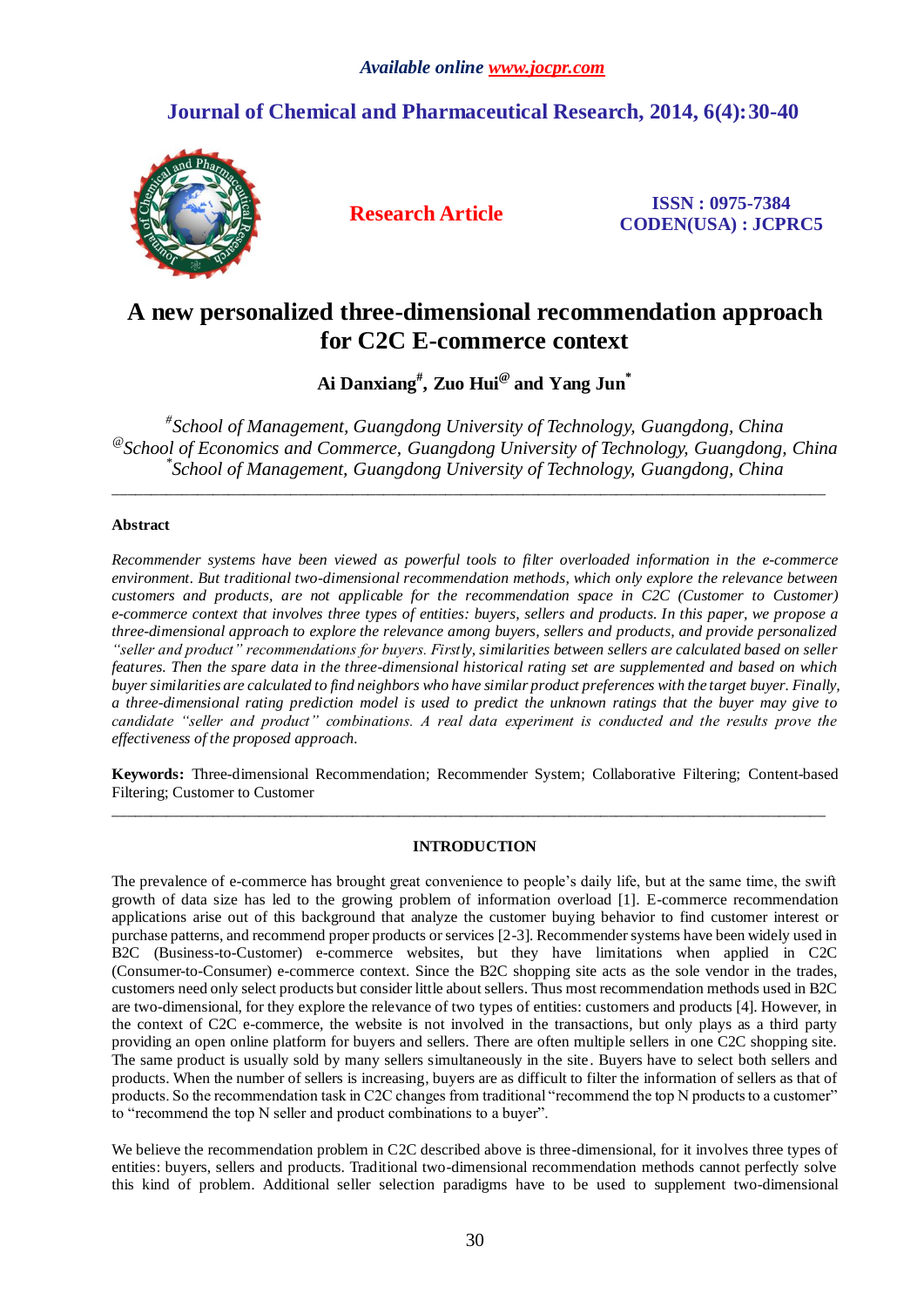*Available online www.jocpr.com*

## Journal of Chemical and Pharmaceutical Research, 2014, 6(4):30-40

**Research Article**

**ISSN : 0975-7384**
**CODEN(USA) : JCPRC5**

# A new personalized three-dimensional recommendation approach for C2C E-commerce context

**Ai Danxiang[#], Zuo Hui[@] and Yang Jun[*]**

*[#]School of Management, Guangdong University of Technology, Guangdong, China*
*[@]School of Economics and Commerce, Guangdong University of Technology, Guangdong, China*
*[*]School of Management, Guangdong University of Technology, Guangdong, China*

---

### Abstract

*Recommender systems have been viewed as powerful tools to filter overloaded information in the e-commerce environment. But traditional two-dimensional recommendation methods, which only explore the relevance between customers and products, are not applicable for the recommendation space in C2C (Customer to Customer) e-commerce context that involves three types of entities: buyers, sellers and products. In this paper, we propose a three-dimensional approach to explore the relevance among buyers, sellers and products, and provide personalized "seller and product" recommendations for buyers. Firstly, similarities between sellers are calculated based on seller features. Then the spare data in the three-dimensional historical rating set are supplemented and based on which buyer similarities are calculated to find neighbors who have similar product preferences with the target buyer. Finally, a three-dimensional rating prediction model is used to predict the unknown ratings that the buyer may give to candidate "seller and product" combinations. A real data experiment is conducted and the results prove the effectiveness of the proposed approach.*

**Keywords:** Three-dimensional Recommendation; Recommender System; Collaborative Filtering; Content-based Filtering; Customer to Customer

---

### INTRODUCTION

The prevalence of e-commerce has brought great convenience to people's daily life, but at the same time, the swift growth of data size has led to the growing problem of information overload [1]. E-commerce recommendation applications arise out of this background that analyze the customer buying behavior to find customer interest or purchase patterns, and recommend proper products or services [2-3]. Recommender systems have been widely used in B2C (Business-to-Customer) e-commerce websites, but they have limitations when applied in C2C (Consumer-to-Consumer) e-commerce context. Since the B2C shopping site acts as the sole vendor in the trades, customers need only select products but consider little about sellers. Thus most recommendation methods used in B2C are two-dimensional, for they explore the relevance of two types of entities: customers and products [4]. However, in the context of C2C e-commerce, the website is not involved in the transactions, but only plays as a third party providing an open online platform for buyers and sellers. There are often multiple sellers in one C2C shopping site. The same product is usually sold by many sellers simultaneously in the site. Buyers have to select both sellers and products. When the number of sellers is increasing, buyers are as difficult to filter the information of sellers as that of products. So the recommendation task in C2C changes from traditional "recommend the top N products to a customer" to "recommend the top N seller and product combinations to a buyer".

We believe the recommendation problem in C2C described above is three-dimensional, for it involves three types of entities: buyers, sellers and products. Traditional two-dimensional recommendation methods cannot perfectly solve this kind of problem. Additional seller selection paradigms have to be used to supplement two-dimensional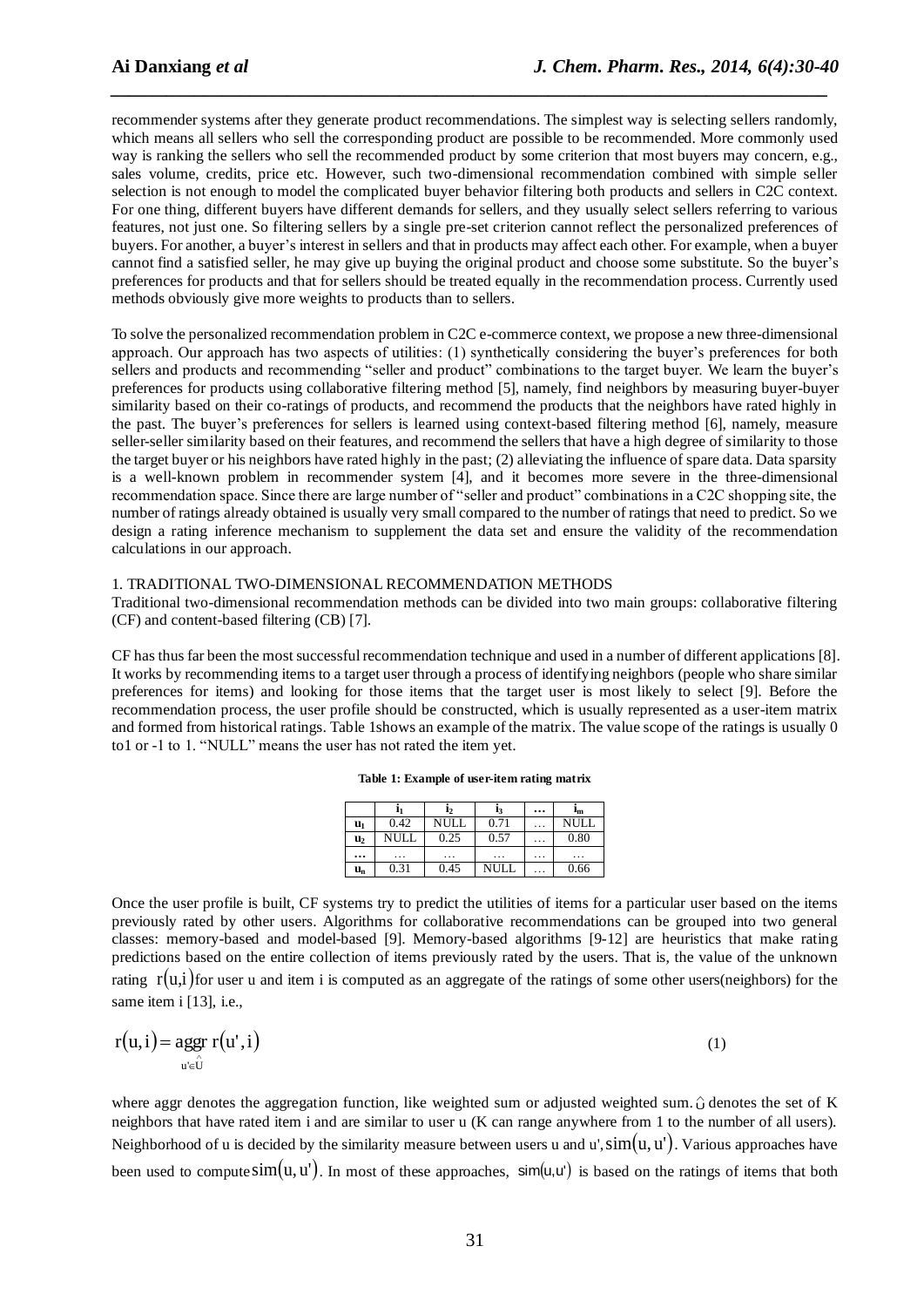recommender systems after they generate product recommendations. The simplest way is selecting sellers randomly, which means all sellers who sell the corresponding product are possible to be recommended. More commonly used way is ranking the sellers who sell the recommended product by some criterion that most buyers may concern, e.g., sales volume, credits, price etc. However, such two-dimensional recommendation combined with simple seller selection is not enough to model the complicated buyer behavior filtering both products and sellers in C2C context. For one thing, different buyers have different demands for sellers, and they usually select sellers referring to various features, not just one. So filtering sellers by a single pre-set criterion cannot reflect the personalized preferences of buyers. For another, a buyer's interest in sellers and that in products may affect each other. For example, when a buyer cannot find a satisfied seller, he may give up buying the original product and choose some substitute. So the buyer's preferences for products and that for sellers should be treated equally in the recommendation process. Currently used methods obviously give more weights to products than to sellers.

To solve the personalized recommendation problem in C2C e-commerce context, we propose a new three-dimensional approach. Our approach has two aspects of utilities: (1) synthetically considering the buyer's preferences for both sellers and products and recommending "seller and product" combinations to the target buyer. We learn the buyer's preferences for products using collaborative filtering method [5], namely, find neighbors by measuring buyer-buyer similarity based on their co-ratings of products, and recommend the products that the neighbors have rated highly in the past. The buyer's preferences for sellers is learned using context-based filtering method [6], namely, measure seller-seller similarity based on their features, and recommend the sellers that have a high degree of similarity to those the target buyer or his neighbors have rated highly in the past; (2) alleviating the influence of spare data. Data sparsity is a well-known problem in recommender system [4], and it becomes more severe in the three-dimensional recommendation space. Since there are large number of "seller and product" combinations in a C2C shopping site, the number of ratings already obtained is usually very small compared to the number of ratings that need to predict. So we design a rating inference mechanism to supplement the data set and ensure the validity of the recommendation calculations in our approach.

## 1. TRADITIONAL TWO-DIMENSIONAL RECOMMENDATION METHODS

Traditional two-dimensional recommendation methods can be divided into two main groups: collaborative filtering (CF) and content-based filtering (CB) [7].

CF has thus far been the most successful recommendation technique and used in a number of different applications [8]. It works by recommending items to a target user through a process of identifying neighbors (people who share similar preferences for items) and looking for those items that the target user is most likely to select [9]. Before the recommendation process, the user profile should be constructed, which is usually represented as a user-item matrix and formed from historical ratings. Table 1shows an example of the matrix. The value scope of the ratings is usually 0 to1 or -1 to 1. "NULL" means the user has not rated the item yet.

**Table 1: Example of user-item rating matrix**

| | $i_1$ | $i_2$ | $i_3$ | … | $i_m$ |
|---|---|---|---|---|---|
| $u_1$ | 0.42 | NULL | 0.71 | … | NULL |
| $u_2$ | NULL | 0.25 | 0.57 | … | 0.80 |
| … | … | … | … | … | … |
| $u_n$ | 0.31 | 0.45 | NULL | … | 0.66 |

Once the user profile is built, CF systems try to predict the utilities of items for a particular user based on the items previously rated by other users. Algorithms for collaborative recommendations can be grouped into two general classes: memory-based and model-based [9]. Memory-based algorithms [9-12] are heuristics that make rating predictions based on the entire collection of items previously rated by the users. That is, the value of the unknown rating $r(u,i)$ for user u and item i is computed as an aggregate of the ratings of some other users(neighbors) for the same item i [13], i.e.,

$$r(u,i) = \underset{u' \in \hat{U}}{aggr}\, r(u',i) \tag{1}$$

where aggr denotes the aggregation function, like weighted sum or adjusted weighted sum. $\hat{U}$ denotes the set of K neighbors that have rated item i and are similar to user u (K can range anywhere from 1 to the number of all users). Neighborhood of u is decided by the similarity measure between users u and u', $sim(u,u')$. Various approaches have been used to compute $sim(u,u')$. In most of these approaches, $sim(u,u')$ is based on the ratings of items that both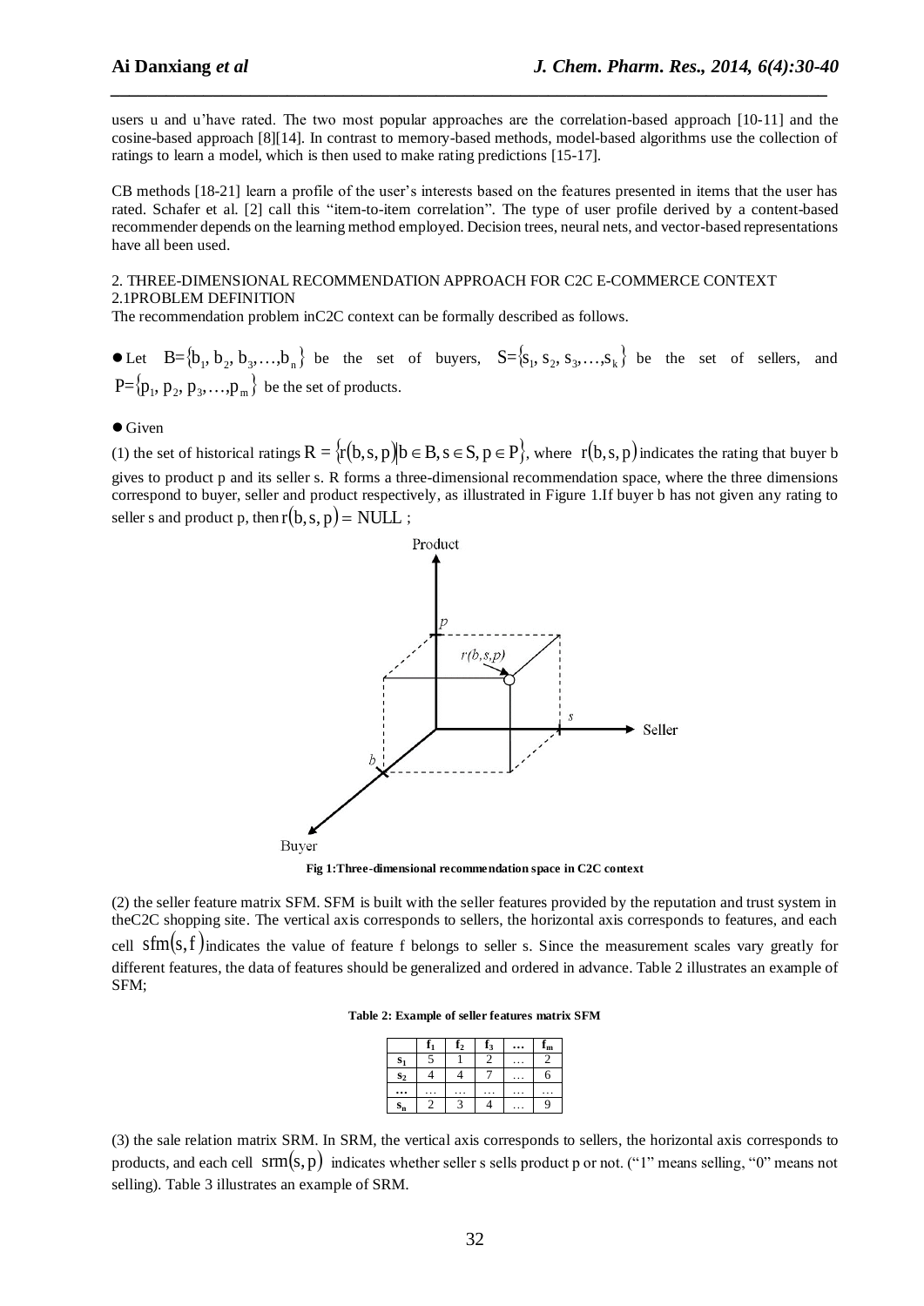users u and u'have rated. The two most popular approaches are the correlation-based approach [10-11] and the cosine-based approach [8][14]. In contrast to memory-based methods, model-based algorithms use the collection of ratings to learn a model, which is then used to make rating predictions [15-17].

CB methods [18-21] learn a profile of the user's interests based on the features presented in items that the user has rated. Schafer et al. [2] call this "item-to-item correlation". The type of user profile derived by a content-based recommender depends on the learning method employed. Decision trees, neural nets, and vector-based representations have all been used.

## 2. THREE-DIMENSIONAL RECOMMENDATION APPROACH FOR C2C E-COMMERCE CONTEXT

### 2.1PROBLEM DEFINITION

The recommendation problem inC2C context can be formally described as follows.

- Let $B=\{b_1, b_2, b_3, \ldots, b_n\}$ be the set of buyers, $S=\{s_1, s_2, s_3, \ldots, s_k\}$ be the set of sellers, and $P=\{p_1, p_2, p_3, \ldots, p_m\}$ be the set of products.

- Given

(1) the set of historical ratings $R = \{r(b,s,p) | b \in B, s \in S, p \in P\}$, where $r(b,s,p)$ indicates the rating that buyer b gives to product p and its seller s. R forms a three-dimensional recommendation space, where the three dimensions correspond to buyer, seller and product respectively, as illustrated in Figure 1.If buyer b has not given any rating to seller s and product p, then $r(b,s,p) = \text{NULL}$ ;

**Fig 1:Three-dimensional recommendation space in C2C context**

(2) the seller feature matrix SFM. SFM is built with the seller features provided by the reputation and trust system in theC2C shopping site. The vertical axis corresponds to sellers, the horizontal axis corresponds to features, and each cell $sfm(s,f)$ indicates the value of feature f belongs to seller s. Since the measurement scales vary greatly for different features, the data of features should be generalized and ordered in advance. Table 2 illustrates an example of SFM;

**Table 2: Example of seller features matrix SFM**

| | $f_1$ | $f_2$ | $f_3$ | … | $f_m$ |
|---|---|---|---|---|---|
| $s_1$ | 5 | 1 | 2 | … | 2 |
| $s_2$ | 4 | 4 | 7 | … | 6 |
| … | … | … | … | … | … |
| $s_n$ | 2 | 3 | 4 | … | 9 |

(3) the sale relation matrix SRM. In SRM, the vertical axis corresponds to sellers, the horizontal axis corresponds to products, and each cell $srm(s,p)$ indicates whether seller s sells product p or not. ("1" means selling, "0" means not selling). Table 3 illustrates an example of SRM.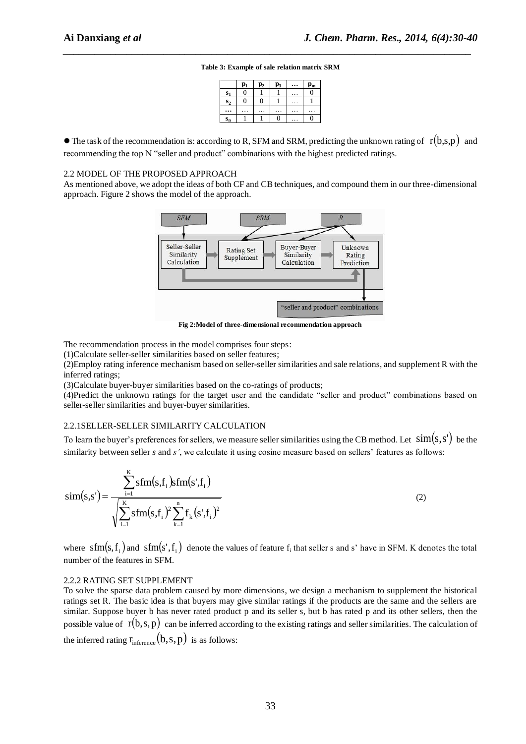**Table 3: Example of sale relation matrix SRM**

| | $p_1$ | $p_2$ | $p_3$ | … | $p_m$ |
|---|---|---|---|---|---|
| $s_1$ | 0 | 1 | 1 | … | 0 |
| $s_2$ | 0 | 0 | 1 | … | 1 |
| … | … | … | … | … | … |
| $s_n$ | 1 | 1 | 0 | … | 0 |

- The task of the recommendation is: according to R, SFM and SRM, predicting the unknown rating of $r(b,s,p)$ and recommending the top N "seller and product" combinations with the highest predicted ratings.

2.2 MODEL OF THE PROPOSED APPROACH

As mentioned above, we adopt the ideas of both CF and CB techniques, and compound them in our three-dimensional approach. Figure 2 shows the model of the approach.

**Fig 2:Model of three-dimensional recommendation approach**

The recommendation process in the model comprises four steps:

(1)Calculate seller-seller similarities based on seller features;

(2)Employ rating inference mechanism based on seller-seller similarities and sale relations, and supplement R with the inferred ratings;

(3)Calculate buyer-buyer similarities based on the co-ratings of products;

(4)Predict the unknown ratings for the target user and the candidate "seller and product" combinations based on seller-seller similarities and buyer-buyer similarities.

2.2.1SELLER-SELLER SIMILARITY CALCULATION

To learn the buyer's preferences for sellers, we measure seller similarities using the CB method. Let $\text{sim}(s,s')$ be the similarity between seller *s* and *s'*, we calculate it using cosine measure based on sellers' features as follows:

$$\text{sim}(s,s') = \frac{\sum_{i=1}^{K} \text{sfm}(s,f_i)\text{sfm}(s',f_i)}{\sqrt{\sum_{i=1}^{K} \text{sfm}(s,f_i)^2 \sum_{k=1}^{n} f_k(s',f_i)^2}} \tag{2}$$

where $\text{sfm}(s,f_i)$ and $\text{sfm}(s',f_i)$ denote the values of feature $f_i$ that seller s and s' have in SFM. K denotes the total number of the features in SFM.

2.2.2 RATING SET SUPPLEMENT

To solve the sparse data problem caused by more dimensions, we design a mechanism to supplement the historical ratings set R. The basic idea is that buyers may give similar ratings if the products are the same and the sellers are similar. Suppose buyer b has never rated product p and its seller s, but b has rated p and its other sellers, then the possible value of $r(b,s,p)$ can be inferred according to the existing ratings and seller similarities. The calculation of the inferred rating $r_{\text{inference}}(b,s,p)$ is as follows: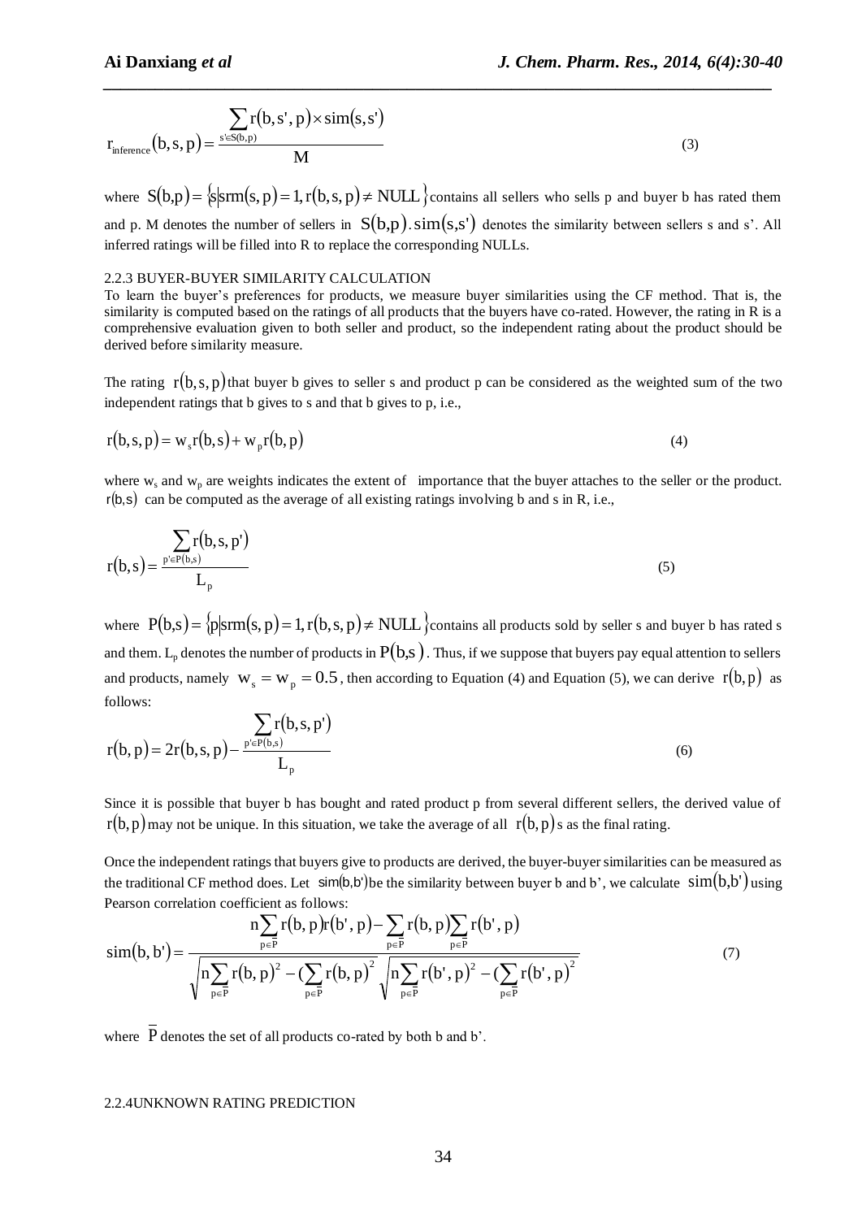$$r_{inference}(b, s, p) = \frac{\sum_{s' \in S(b,p)} r(b, s', p) \times sim(s, s')}{M} \tag{3}$$

where $S(b,p) = \{s \mid srm(s, p) = 1, r(b, s, p) \neq NULL\}$ contains all sellers who sells p and buyer b has rated them and p. M denotes the number of sellers in $S(b,p)$. $sim(s,s')$ denotes the similarity between sellers s and s'. All inferred ratings will be filled into R to replace the corresponding NULLs.

2.2.3 BUYER-BUYER SIMILARITY CALCULATION

To learn the buyer's preferences for products, we measure buyer similarities using the CF method. That is, the similarity is computed based on the ratings of all products that the buyers have co-rated. However, the rating in R is a comprehensive evaluation given to both seller and product, so the independent rating about the product should be derived before similarity measure.

The rating $r(b, s, p)$ that buyer b gives to seller s and product p can be considered as the weighted sum of the two independent ratings that b gives to s and that b gives to p, i.e.,

$$r(b, s, p) = w_s r(b, s) + w_p r(b, p) \tag{4}$$

where $w_s$ and $w_p$ are weights indicates the extent of importance that the buyer attaches to the seller or the product. $r(b,s)$ can be computed as the average of all existing ratings involving b and s in R, i.e.,

$$r(b, s) = \frac{\sum_{p' \in P(b,s)} r(b, s, p')}{L_p} \tag{5}$$

where $P(b,s) = \{p \mid srm(s, p) = 1, r(b, s, p) \neq NULL\}$ contains all products sold by seller s and buyer b has rated s and them. $L_p$ denotes the number of products in $P(b,s)$. Thus, if we suppose that buyers pay equal attention to sellers and products, namely $w_s = w_p = 0.5$, then according to Equation (4) and Equation (5), we can derive $r(b, p)$ as follows:

$$r(b, p) = 2r(b, s, p) - \frac{\sum_{p' \in P(b,s)} r(b, s, p')}{L_p} \tag{6}$$

Since it is possible that buyer b has bought and rated product p from several different sellers, the derived value of $r(b, p)$ may not be unique. In this situation, we take the average of all $r(b, p)$s as the final rating.

Once the independent ratings that buyers give to products are derived, the buyer-buyer similarities can be measured as the traditional CF method does. Let $sim(b,b')$ be the similarity between buyer b and b', we calculate $sim(b,b')$ using Pearson correlation coefficient as follows:

$$sim(b, b') = \frac{n\sum_{p \in \overline{P}} r(b, p) r(b', p) - \sum_{p \in \overline{P}} r(b, p) \sum_{p \in \overline{P}} r(b', p)}{\sqrt{n\sum_{p \in \overline{P}} r(b, p)^2 - (\sum_{p \in \overline{P}} r(b, p))^2} \sqrt{n\sum_{p \in \overline{P}} r(b', p)^2 - (\sum_{p \in \overline{P}} r(b', p))^2}} \tag{7}$$

where $\overline{P}$ denotes the set of all products co-rated by both b and b'.

2.2.4UNKNOWN RATING PREDICTION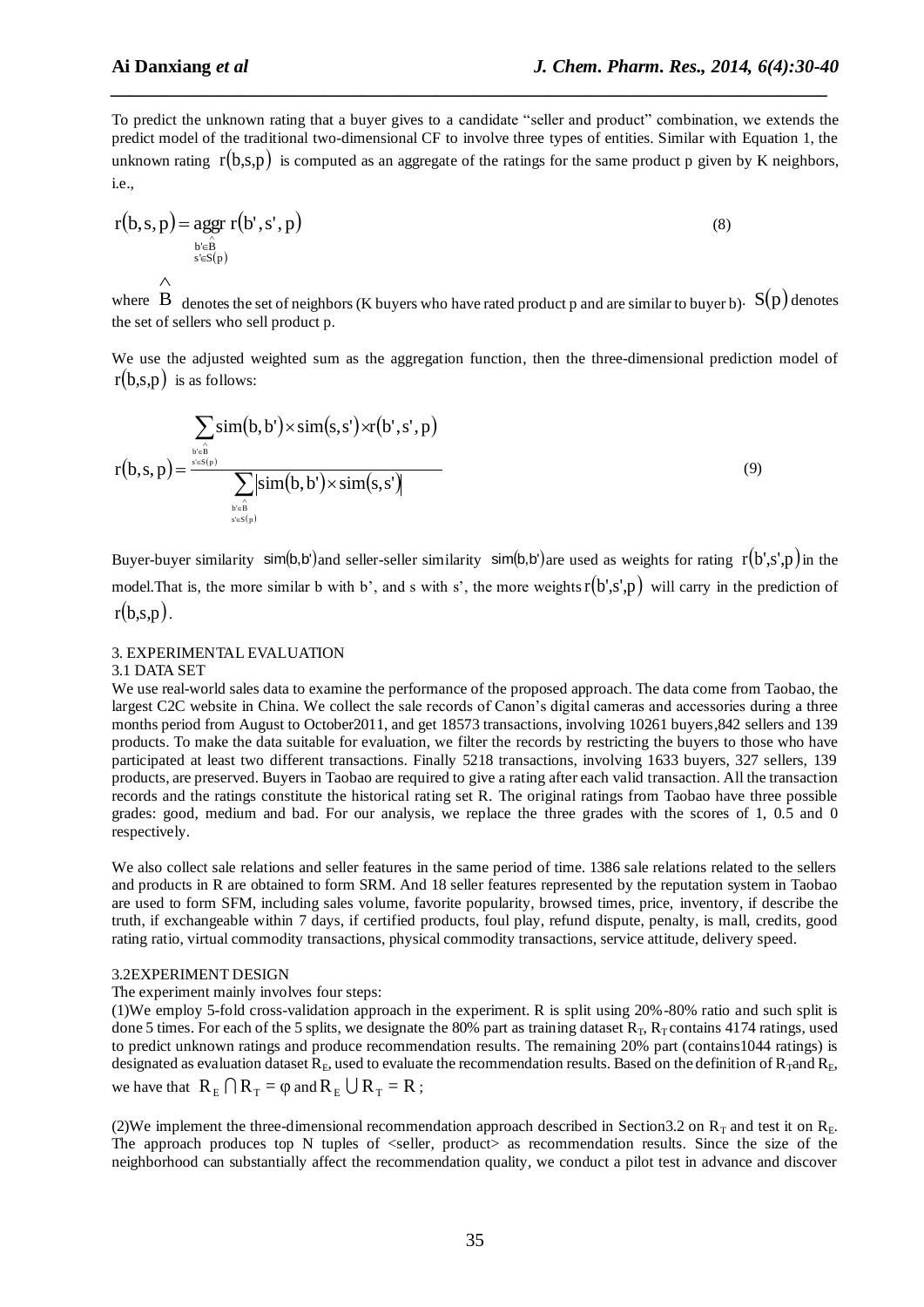To predict the unknown rating that a buyer gives to a candidate "seller and product" combination, we extends the predict model of the traditional two-dimensional CF to involve three types of entities. Similar with Equation 1, the unknown rating $r(b,s,p)$ is computed as an aggregate of the ratings for the same product p given by K neighbors, i.e.,

$$r(b,s,p) = \underset{\substack{b' \in \hat{B} \\ s' \in S(p)}}{aggr}\, r(b',s',p) \tag{8}$$

where $\hat{B}$ denotes the set of neighbors (K buyers who have rated product p and are similar to buyer b). $S(p)$ denotes the set of sellers who sell product p.

We use the adjusted weighted sum as the aggregation function, then the three-dimensional prediction model of $r(b,s,p)$ is as follows:

$$r(b,s,p) = \frac{\sum_{\substack{b' \in \hat{B} \\ s' \in S(p)}} sim(b,b') \times sim(s,s') \times r(b',s',p)}{\sum_{\substack{b' \in \hat{B} \\ s' \in S(p)}} \left| sim(b,b') \times sim(s,s') \right|} \tag{9}$$

Buyer-buyer similarity $sim(b,b')$ and seller-seller similarity $sim(b,b')$ are used as weights for rating $r(b',s',p)$ in the model.That is, the more similar b with b', and s with s', the more weights $r(b',s',p)$ will carry in the prediction of $r(b,s,p)$.

## 3. EXPERIMENTAL EVALUATION

### 3.1 DATA SET

We use real-world sales data to examine the performance of the proposed approach. The data come from Taobao, the largest C2C website in China. We collect the sale records of Canon's digital cameras and accessories during a three months period from August to October2011, and get 18573 transactions, involving 10261 buyers,842 sellers and 139 products. To make the data suitable for evaluation, we filter the records by restricting the buyers to those who have participated at least two different transactions. Finally 5218 transactions, involving 1633 buyers, 327 sellers, 139 products, are preserved. Buyers in Taobao are required to give a rating after each valid transaction. All the transaction records and the ratings constitute the historical rating set R. The original ratings from Taobao have three possible grades: good, medium and bad. For our analysis, we replace the three grades with the scores of 1, 0.5 and 0 respectively.

We also collect sale relations and seller features in the same period of time. 1386 sale relations related to the sellers and products in R are obtained to form SRM. And 18 seller features represented by the reputation system in Taobao are used to form SFM, including sales volume, favorite popularity, browsed times, price, inventory, if describe the truth, if exchangeable within 7 days, if certified products, foul play, refund dispute, penalty, is mall, credits, good rating ratio, virtual commodity transactions, physical commodity transactions, service attitude, delivery speed.

### 3.2EXPERIMENT DESIGN

The experiment mainly involves four steps:

(1)We employ 5-fold cross-validation approach in the experiment. R is split using 20%-80% ratio and such split is done 5 times. For each of the 5 splits, we designate the 80% part as training dataset $R_T$, $R_T$ contains 4174 ratings, used to predict unknown ratings and produce recommendation results. The remaining 20% part (contains1044 ratings) is designated as evaluation dataset $R_E$, used to evaluate the recommendation results. Based on the definition of $R_T$and $R_E$, we have that $R_E \cap R_T = \varphi$ and $R_E \cup R_T = R$ ;

(2)We implement the three-dimensional recommendation approach described in Section3.2 on $R_T$ and test it on $R_E$. The approach produces top N tuples of <seller, product> as recommendation results. Since the size of the neighborhood can substantially affect the recommendation quality, we conduct a pilot test in advance and discover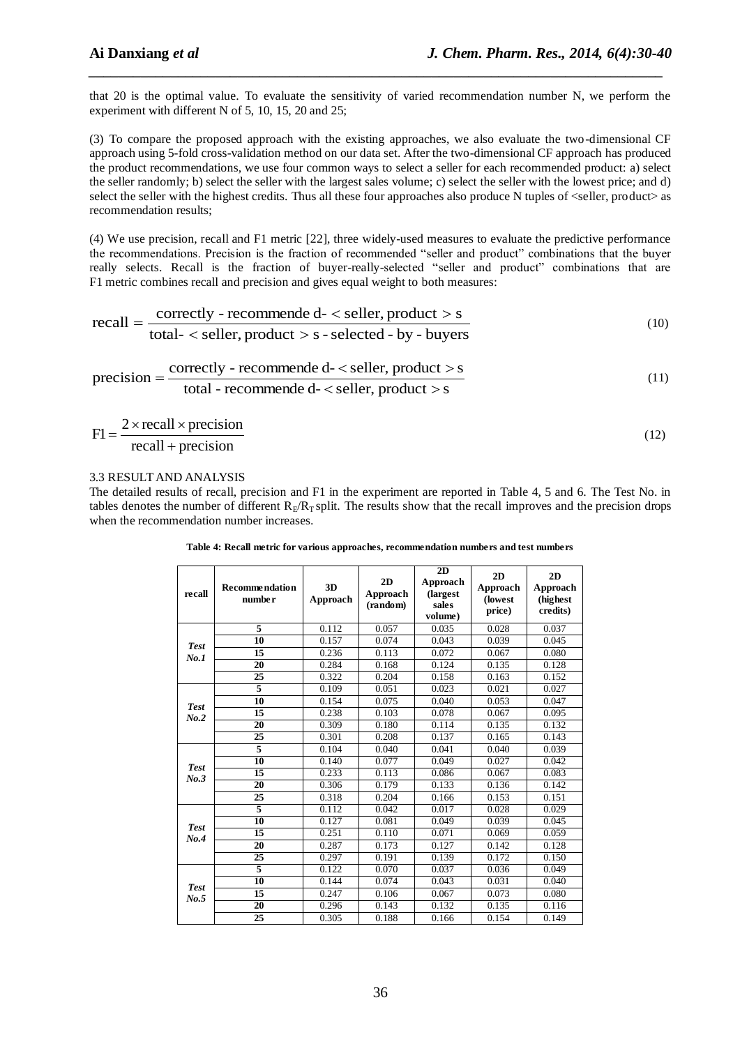that 20 is the optimal value. To evaluate the sensitivity of varied recommendation number N, we perform the experiment with different N of 5, 10, 15, 20 and 25;

(3) To compare the proposed approach with the existing approaches, we also evaluate the two-dimensional CF approach using 5-fold cross-validation method on our data set. After the two-dimensional CF approach has produced the product recommendations, we use four common ways to select a seller for each recommended product: a) select the seller randomly; b) select the seller with the largest sales volume; c) select the seller with the lowest price; and d) select the seller with the highest credits. Thus all these four approaches also produce N tuples of <seller, product> as recommendation results;

(4) We use precision, recall and F1 metric [22], three widely-used measures to evaluate the predictive performance the recommendations. Precision is the fraction of recommended "seller and product" combinations that the buyer really selects. Recall is the fraction of buyer-really-selected "seller and product" combinations that are F1 metric combines recall and precision and gives equal weight to both measures:

$$\text{recall} = \frac{\text{correctly - recommende d-} < \text{seller, product} > \text{s}}{\text{total-} < \text{seller, product} > \text{s - selected - by - buyers}} \tag{10}$$

$$\text{precision} = \frac{\text{correctly - recommende d-} < \text{seller, product} > \text{s}}{\text{total - recommende d-} < \text{seller, product} > \text{s}} \tag{11}$$

$$\text{F1} = \frac{2 \times \text{recall} \times \text{precision}}{\text{recall} + \text{precision}} \tag{12}$$

### 3.3 RESULT AND ANALYSIS

The detailed results of recall, precision and F1 in the experiment are reported in Table 4, 5 and 6. The Test No. in tables denotes the number of different $R_E/R_T$ split. The results show that the recall improves and the precision drops when the recommendation number increases.

**Table 4: Recall metric for various approaches, recommendation numbers and test numbers**

| recall | Recommendation number | 3D Approach | 2D Approach (random) | 2D Approach (largest sales volume) | 2D Approach (lowest price) | 2D Approach (highest credits) |
|---|---|---|---|---|---|---|
| *Test No.1* | 5 | 0.112 | 0.057 | 0.035 | 0.028 | 0.037 |
| | 10 | 0.157 | 0.074 | 0.043 | 0.039 | 0.045 |
| | 15 | 0.236 | 0.113 | 0.072 | 0.067 | 0.080 |
| | 20 | 0.284 | 0.168 | 0.124 | 0.135 | 0.128 |
| | 25 | 0.322 | 0.204 | 0.158 | 0.163 | 0.152 |
| *Test No.2* | 5 | 0.109 | 0.051 | 0.023 | 0.021 | 0.027 |
| | 10 | 0.154 | 0.075 | 0.040 | 0.053 | 0.047 |
| | 15 | 0.238 | 0.103 | 0.078 | 0.067 | 0.095 |
| | 20 | 0.309 | 0.180 | 0.114 | 0.135 | 0.132 |
| | 25 | 0.301 | 0.208 | 0.137 | 0.165 | 0.143 |
| *Test No.3* | 5 | 0.104 | 0.040 | 0.041 | 0.040 | 0.039 |
| | 10 | 0.140 | 0.077 | 0.049 | 0.027 | 0.042 |
| | 15 | 0.233 | 0.113 | 0.086 | 0.067 | 0.083 |
| | 20 | 0.306 | 0.179 | 0.133 | 0.136 | 0.142 |
| | 25 | 0.318 | 0.204 | 0.166 | 0.153 | 0.151 |
| *Test No.4* | 5 | 0.112 | 0.042 | 0.017 | 0.028 | 0.029 |
| | 10 | 0.127 | 0.081 | 0.049 | 0.039 | 0.045 |
| | 15 | 0.251 | 0.110 | 0.071 | 0.069 | 0.059 |
| | 20 | 0.287 | 0.173 | 0.127 | 0.142 | 0.128 |
| | 25 | 0.297 | 0.191 | 0.139 | 0.172 | 0.150 |
| *Test No.5* | 5 | 0.122 | 0.070 | 0.037 | 0.036 | 0.049 |
| | 10 | 0.144 | 0.074 | 0.043 | 0.031 | 0.040 |
| | 15 | 0.247 | 0.106 | 0.067 | 0.073 | 0.080 |
| | 20 | 0.296 | 0.143 | 0.132 | 0.135 | 0.116 |
| | 25 | 0.305 | 0.188 | 0.166 | 0.154 | 0.149 |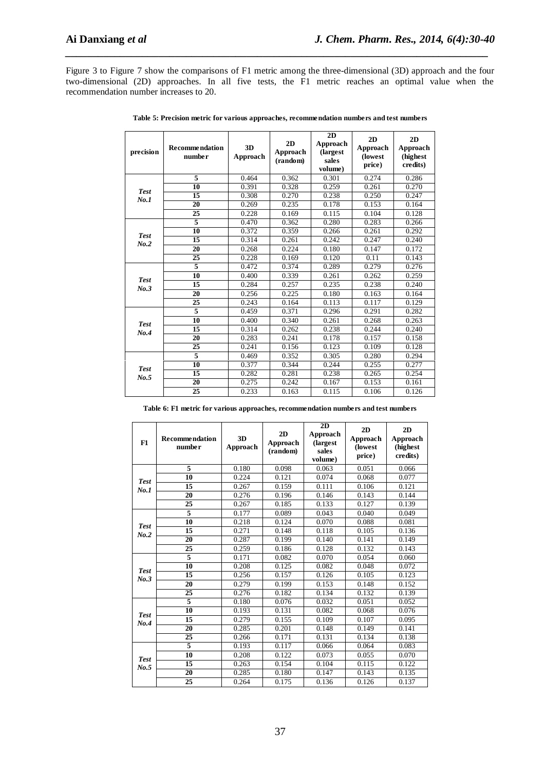Figure 3 to Figure 7 show the comparisons of F1 metric among the three-dimensional (3D) approach and the four two-dimensional (2D) approaches. In all five tests, the F1 metric reaches an optimal value when the recommendation number increases to 20.

**Table 5: Precision metric for various approaches, recommendation numbers and test numbers**

| precision | Recommendation number | 3D Approach | 2D Approach (random) | 2D Approach (largest sales volume) | 2D Approach (lowest price) | 2D Approach (highest credits) |
|---|---|---|---|---|---|---|
| *Test No.1* | 5 | 0.464 | 0.362 | 0.301 | 0.274 | 0.286 |
| | 10 | 0.391 | 0.328 | 0.259 | 0.261 | 0.270 |
| | 15 | 0.308 | 0.270 | 0.238 | 0.250 | 0.247 |
| | 20 | 0.269 | 0.235 | 0.178 | 0.153 | 0.164 |
| | 25 | 0.228 | 0.169 | 0.115 | 0.104 | 0.128 |
| *Test No.2* | 5 | 0.470 | 0.362 | 0.280 | 0.283 | 0.266 |
| | 10 | 0.372 | 0.359 | 0.266 | 0.261 | 0.292 |
| | 15 | 0.314 | 0.261 | 0.242 | 0.247 | 0.240 |
| | 20 | 0.268 | 0.224 | 0.180 | 0.147 | 0.172 |
| | 25 | 0.228 | 0.169 | 0.120 | 0.11 | 0.143 |
| *Test No.3* | 5 | 0.472 | 0.374 | 0.289 | 0.279 | 0.276 |
| | 10 | 0.400 | 0.339 | 0.261 | 0.262 | 0.259 |
| | 15 | 0.284 | 0.257 | 0.235 | 0.238 | 0.240 |
| | 20 | 0.256 | 0.225 | 0.180 | 0.163 | 0.164 |
| | 25 | 0.243 | 0.164 | 0.113 | 0.117 | 0.129 |
| *Test No.4* | 5 | 0.459 | 0.371 | 0.296 | 0.291 | 0.282 |
| | 10 | 0.400 | 0.340 | 0.261 | 0.268 | 0.263 |
| | 15 | 0.314 | 0.262 | 0.238 | 0.244 | 0.240 |
| | 20 | 0.283 | 0.241 | 0.178 | 0.157 | 0.158 |
| | 25 | 0.241 | 0.156 | 0.123 | 0.109 | 0.128 |
| *Test No.5* | 5 | 0.469 | 0.352 | 0.305 | 0.280 | 0.294 |
| | 10 | 0.377 | 0.344 | 0.244 | 0.255 | 0.277 |
| | 15 | 0.282 | 0.281 | 0.238 | 0.265 | 0.254 |
| | 20 | 0.275 | 0.242 | 0.167 | 0.153 | 0.161 |
| | 25 | 0.233 | 0.163 | 0.115 | 0.106 | 0.126 |

**Table 6: F1 metric for various approaches, recommendation numbers and test numbers**

| F1 | Recommendation number | 3D Approach | 2D Approach (random) | 2D Approach (largest sales volume) | 2D Approach (lowest price) | 2D Approach (highest credits) |
|---|---|---|---|---|---|---|
| *Test No.1* | 5 | 0.180 | 0.098 | 0.063 | 0.051 | 0.066 |
| | 10 | 0.224 | 0.121 | 0.074 | 0.068 | 0.077 |
| | 15 | 0.267 | 0.159 | 0.111 | 0.106 | 0.121 |
| | 20 | 0.276 | 0.196 | 0.146 | 0.143 | 0.144 |
| | 25 | 0.267 | 0.185 | 0.133 | 0.127 | 0.139 |
| *Test No.2* | 5 | 0.177 | 0.089 | 0.043 | 0.040 | 0.049 |
| | 10 | 0.218 | 0.124 | 0.070 | 0.088 | 0.081 |
| | 15 | 0.271 | 0.148 | 0.118 | 0.105 | 0.136 |
| | 20 | 0.287 | 0.199 | 0.140 | 0.141 | 0.149 |
| | 25 | 0.259 | 0.186 | 0.128 | 0.132 | 0.143 |
| *Test No.3* | 5 | 0.171 | 0.082 | 0.070 | 0.054 | 0.060 |
| | 10 | 0.208 | 0.125 | 0.082 | 0.048 | 0.072 |
| | 15 | 0.256 | 0.157 | 0.126 | 0.105 | 0.123 |
| | 20 | 0.279 | 0.199 | 0.153 | 0.148 | 0.152 |
| | 25 | 0.276 | 0.182 | 0.134 | 0.132 | 0.139 |
| *Test No.4* | 5 | 0.180 | 0.076 | 0.032 | 0.051 | 0.052 |
| | 10 | 0.193 | 0.131 | 0.082 | 0.068 | 0.076 |
| | 15 | 0.279 | 0.155 | 0.109 | 0.107 | 0.095 |
| | 20 | 0.285 | 0.201 | 0.148 | 0.149 | 0.141 |
| | 25 | 0.266 | 0.171 | 0.131 | 0.134 | 0.138 |
| *Test No.5* | 5 | 0.193 | 0.117 | 0.066 | 0.064 | 0.083 |
| | 10 | 0.208 | 0.122 | 0.073 | 0.055 | 0.070 |
| | 15 | 0.263 | 0.154 | 0.104 | 0.115 | 0.122 |
| | 20 | 0.285 | 0.180 | 0.147 | 0.143 | 0.135 |
| | 25 | 0.264 | 0.175 | 0.136 | 0.126 | 0.137 |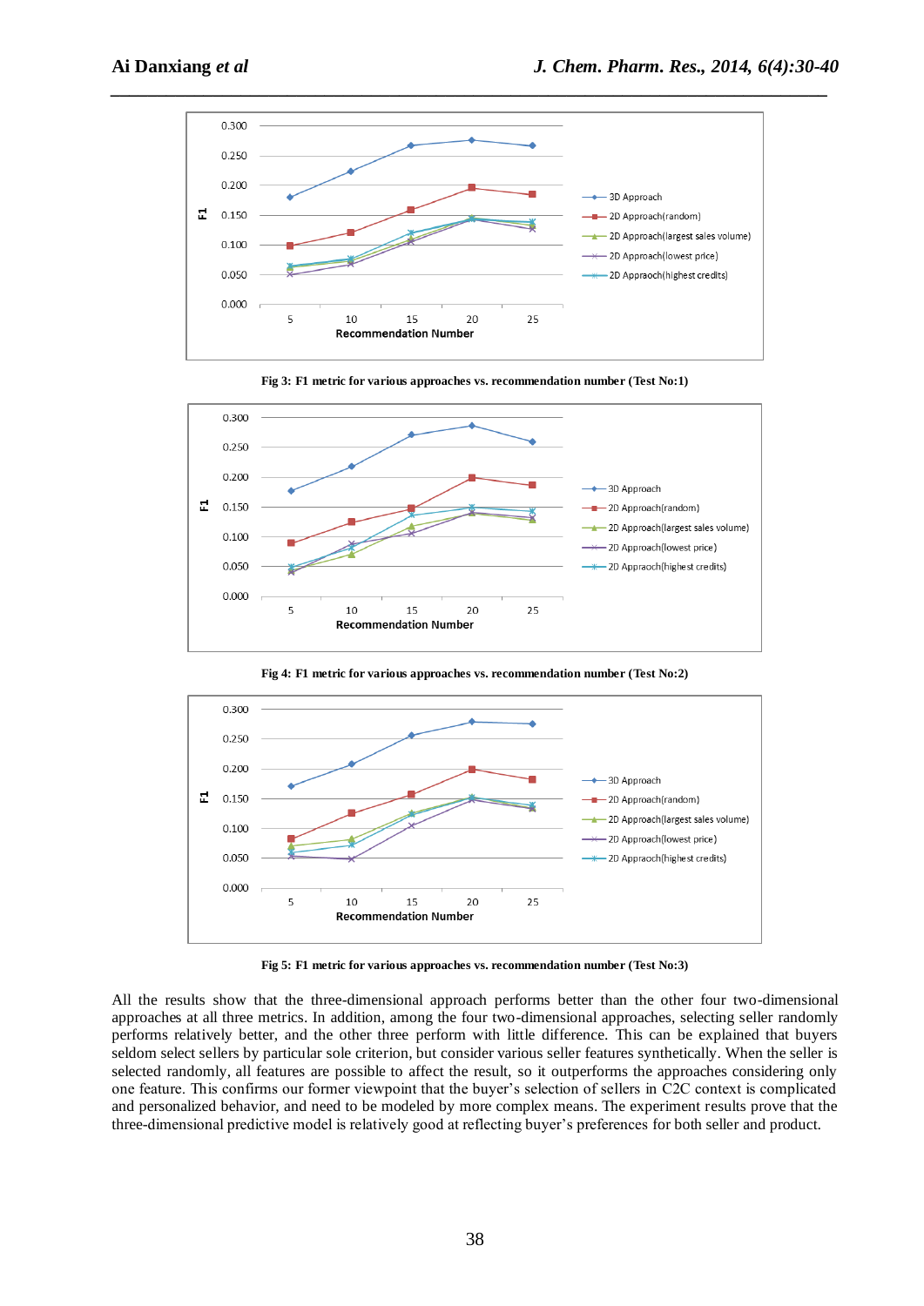Fig 3: F1 metric for various approaches vs. recommendation number (Test No:1)

Fig 4: F1 metric for various approaches vs. recommendation number (Test No:2)

Fig 5: F1 metric for various approaches vs. recommendation number (Test No:3)

All the results show that the three-dimensional approach performs better than the other four two-dimensional approaches at all three metrics. In addition, among the four two-dimensional approaches, selecting seller randomly performs relatively better, and the other three perform with little difference. This can be explained that buyers seldom select sellers by particular sole criterion, but consider various seller features synthetically. When the seller is selected randomly, all features are possible to affect the result, so it outperforms the approaches considering only one feature. This confirms our former viewpoint that the buyer's selection of sellers in C2C context is complicated and personalized behavior, and need to be modeled by more complex means. The experiment results prove that the three-dimensional predictive model is relatively good at reflecting buyer's preferences for both seller and product.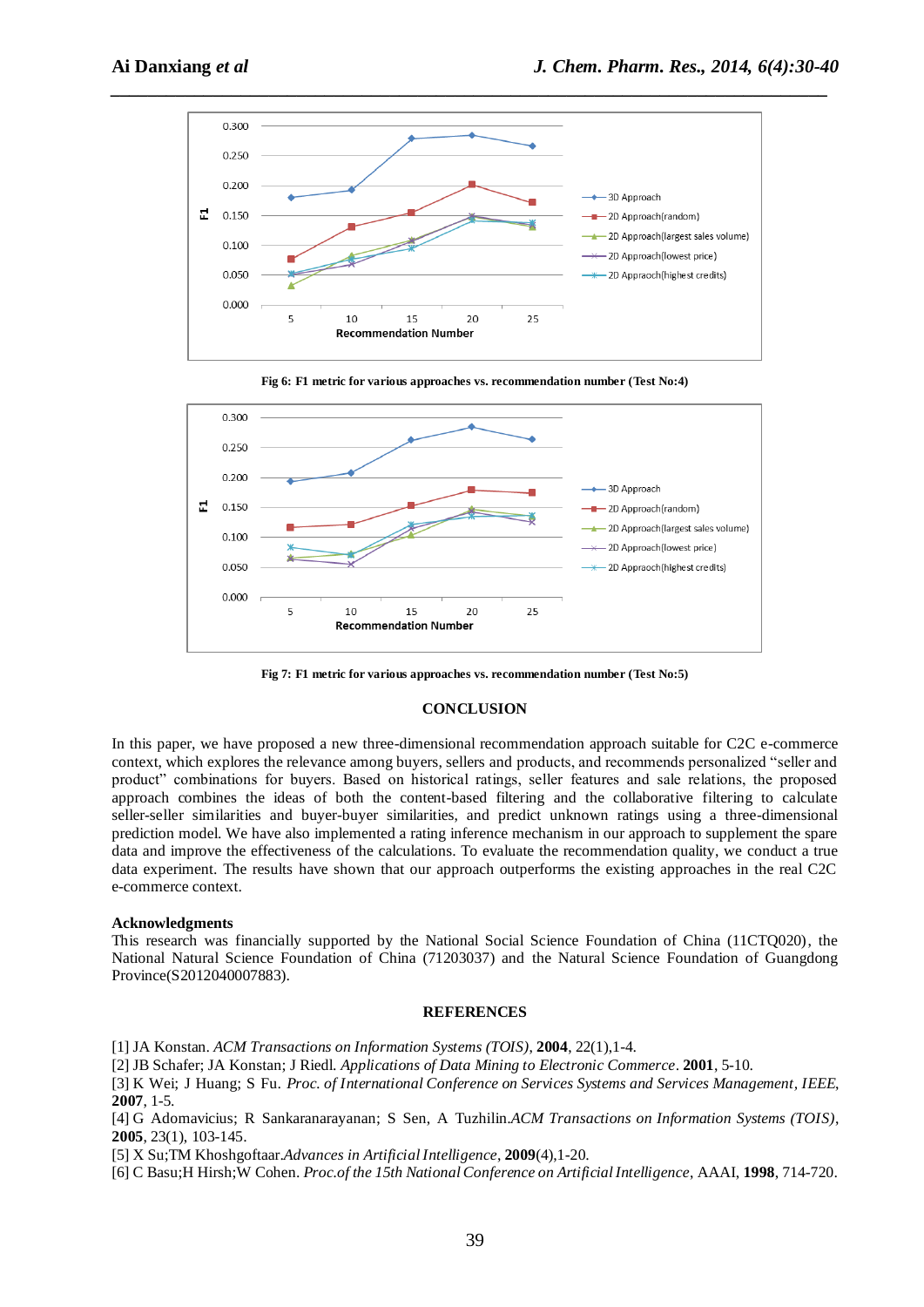Fig 6: F1 metric for various approaches vs. recommendation number (Test No:4)

Fig 7: F1 metric for various approaches vs. recommendation number (Test No:5)

## CONCLUSION

In this paper, we have proposed a new three-dimensional recommendation approach suitable for C2C e-commerce context, which explores the relevance among buyers, sellers and products, and recommends personalized "seller and product" combinations for buyers. Based on historical ratings, seller features and sale relations, the proposed approach combines the ideas of both the content-based filtering and the collaborative filtering to calculate seller-seller similarities and buyer-buyer similarities, and predict unknown ratings using a three-dimensional prediction model. We have also implemented a rating inference mechanism in our approach to supplement the spare data and improve the effectiveness of the calculations. To evaluate the recommendation quality, we conduct a true data experiment. The results have shown that our approach outperforms the existing approaches in the real C2C e-commerce context.

### Acknowledgments

This research was financially supported by the National Social Science Foundation of China (11CTQ020), the National Natural Science Foundation of China (71203037) and the Natural Science Foundation of Guangdong Province(S2012040007883).

## REFERENCES

[1] JA Konstan. *ACM Transactions on Information Systems (TOIS)*, **2004**, 22(1),1-4.
[2] JB Schafer; JA Konstan; J Riedl. *Applications of Data Mining to Electronic Commerce*. **2001**, 5-10.
[3] K Wei; J Huang; S Fu. *Proc. of International Conference on Services Systems and Services Management, IEEE*, **2007**, 1-5.
[4] G Adomavicius; R Sankaranarayanan; S Sen, A Tuzhilin.*ACM Transactions on Information Systems (TOIS)*, **2005**, 23(1), 103-145.
[5] X Su;TM Khoshgoftaar.*Advances in Artificial Intelligence*, **2009**(4),1-20.
[6] C Basu;H Hirsh;W Cohen. *Proc.of the 15th National Conference on Artificial Intelligence*, AAAI, **1998**, 714-720.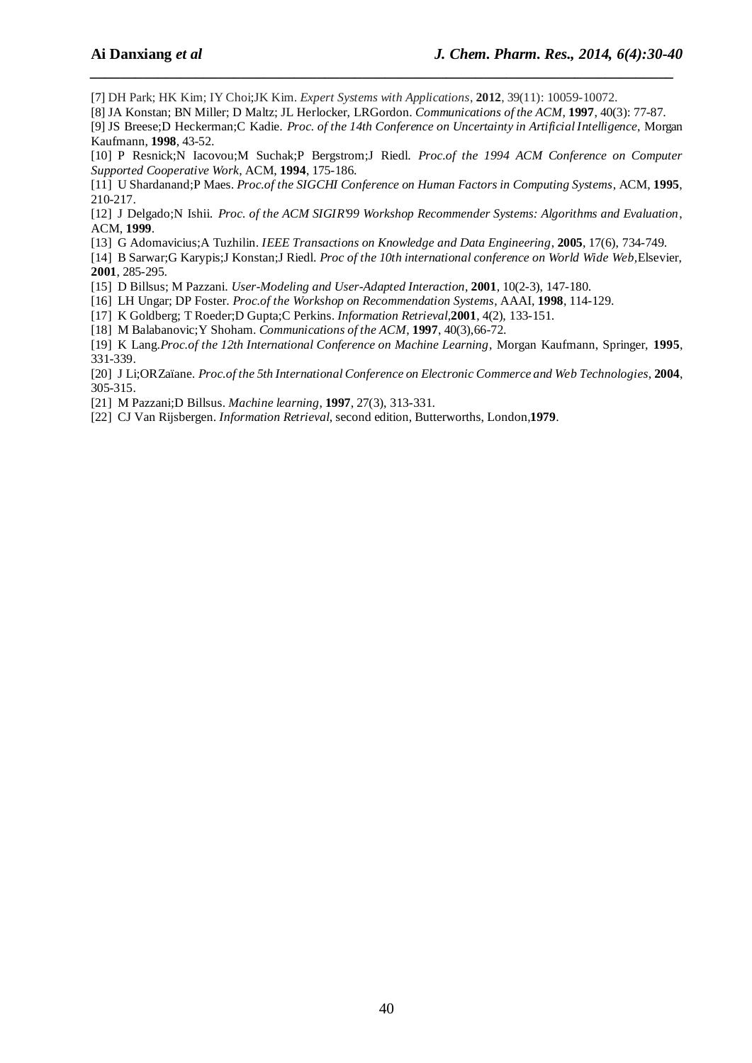[7] DH Park; HK Kim; IY Choi;JK Kim. *Expert Systems with Applications*, **2012**, 39(11): 10059-10072.

[8] JA Konstan; BN Miller; D Maltz; JL Herlocker, LRGordon. *Communications of the ACM*, **1997**, 40(3): 77-87.

[9] JS Breese;D Heckerman;C Kadie. *Proc. of the 14th Conference on Uncertainty in Artificial Intelligence*, Morgan Kaufmann, **1998**, 43-52.

[10] P Resnick;N Iacovou;M Suchak;P Bergstrom;J Riedl. *Proc.of the 1994 ACM Conference on Computer Supported Cooperative Work*, ACM, **1994**, 175-186.

[11] U Shardanand;P Maes. *Proc.of the SIGCHI Conference on Human Factors in Computing Systems*, ACM, **1995**, 210-217.

[12] J Delgado;N Ishii. *Proc. of the ACM SIGIR'99 Workshop Recommender Systems: Algorithms and Evaluation*, ACM, **1999**.

[13] G Adomavicius;A Tuzhilin. *IEEE Transactions on Knowledge and Data Engineering*, **2005**, 17(6), 734-749.

[14] B Sarwar;G Karypis;J Konstan;J Riedl. *Proc of the 10th international conference on World Wide Web*,Elsevier, **2001**, 285-295.

[15] D Billsus; M Pazzani. *User-Modeling and User-Adapted Interaction*, **2001**, 10(2-3), 147-180.

[16] LH Ungar; DP Foster. *Proc.of the Workshop on Recommendation Systems*, AAAI, **1998**, 114-129.

[17] K Goldberg; T Roeder;D Gupta;C Perkins. *Information Retrieval*,**2001**, 4(2), 133-151.

[18] M Balabanovic;Y Shoham. *Communications of the ACM*, **1997**, 40(3),66-72.

[19] K Lang.*Proc.of the 12th International Conference on Machine Learning*, Morgan Kaufmann, Springer, **1995**, 331-339.

[20] J Li;ORZaïane. *Proc.of the 5th International Conference on Electronic Commerce and Web Technologies*, **2004**, 305-315.

[21] M Pazzani;D Billsus. *Machine learning*, **1997**, 27(3), 313-331.

[22] CJ Van Rijsbergen. *Information Retrieval*, second edition, Butterworths, London,**1979**.